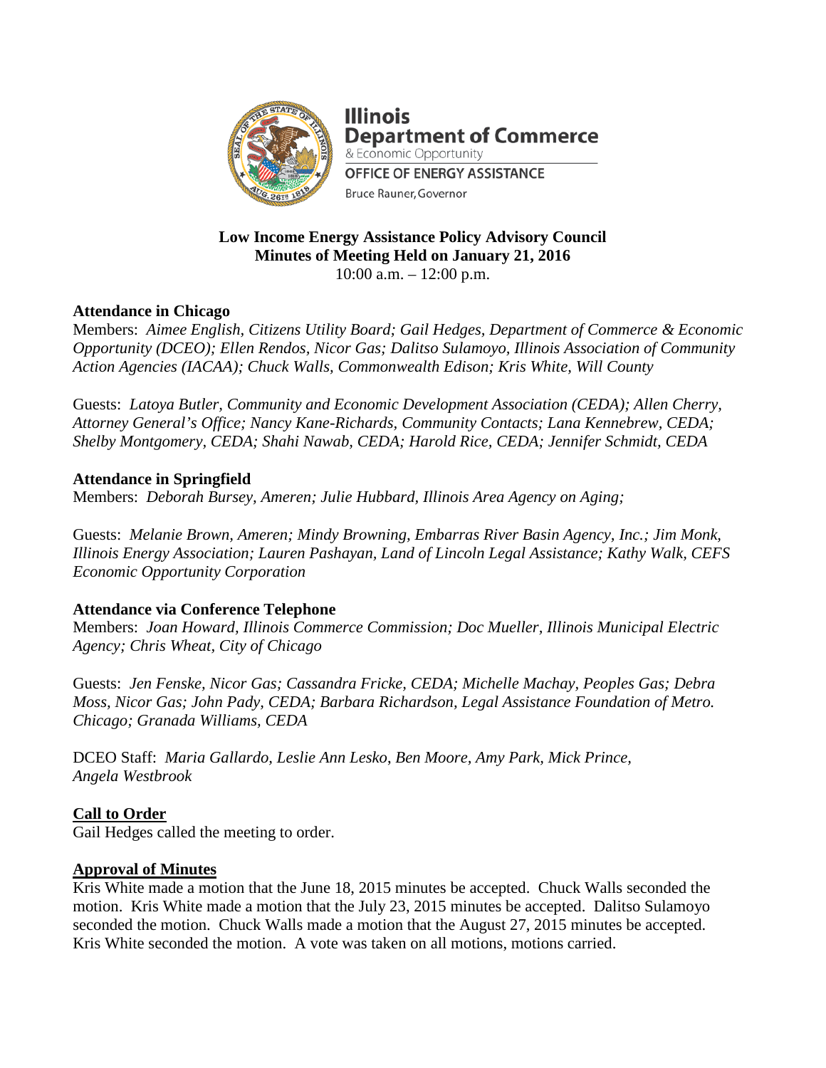Illinois
Department of Commerce
& Economic Opportunity
OFFICE OF ENERGY ASSISTANCE
Bruce Rauner, Governor

**Low Income Energy Assistance Policy Advisory Council**
**Minutes of Meeting Held on January 21, 2016**
10:00 a.m. – 12:00 p.m.

**Attendance in Chicago**
Members: *Aimee English, Citizens Utility Board; Gail Hedges, Department of Commerce & Economic Opportunity (DCEO); Ellen Rendos, Nicor Gas; Dalitso Sulamoyo, Illinois Association of Community Action Agencies (IACAA); Chuck Walls, Commonwealth Edison; Kris White, Will County*

Guests: *Latoya Butler, Community and Economic Development Association (CEDA); Allen Cherry, Attorney General's Office; Nancy Kane-Richards, Community Contacts; Lana Kennebrew, CEDA; Shelby Montgomery, CEDA; Shahi Nawab, CEDA; Harold Rice, CEDA; Jennifer Schmidt, CEDA*

**Attendance in Springfield**
Members: *Deborah Bursey, Ameren; Julie Hubbard, Illinois Area Agency on Aging;*

Guests: *Melanie Brown, Ameren; Mindy Browning, Embarras River Basin Agency, Inc.; Jim Monk, Illinois Energy Association; Lauren Pashayan, Land of Lincoln Legal Assistance; Kathy Walk, CEFS Economic Opportunity Corporation*

**Attendance via Conference Telephone**
Members: *Joan Howard, Illinois Commerce Commission; Doc Mueller, Illinois Municipal Electric Agency; Chris Wheat, City of Chicago*

Guests: *Jen Fenske, Nicor Gas; Cassandra Fricke, CEDA; Michelle Machay, Peoples Gas; Debra Moss, Nicor Gas; John Pady, CEDA; Barbara Richardson, Legal Assistance Foundation of Metro. Chicago; Granada Williams, CEDA*

DCEO Staff: *Maria Gallardo, Leslie Ann Lesko, Ben Moore, Amy Park, Mick Prince, Angela Westbrook*

**Call to Order**
Gail Hedges called the meeting to order.

**Approval of Minutes**
Kris White made a motion that the June 18, 2015 minutes be accepted. Chuck Walls seconded the motion. Kris White made a motion that the July 23, 2015 minutes be accepted. Dalitso Sulamoyo seconded the motion. Chuck Walls made a motion that the August 27, 2015 minutes be accepted. Kris White seconded the motion. A vote was taken on all motions, motions carried.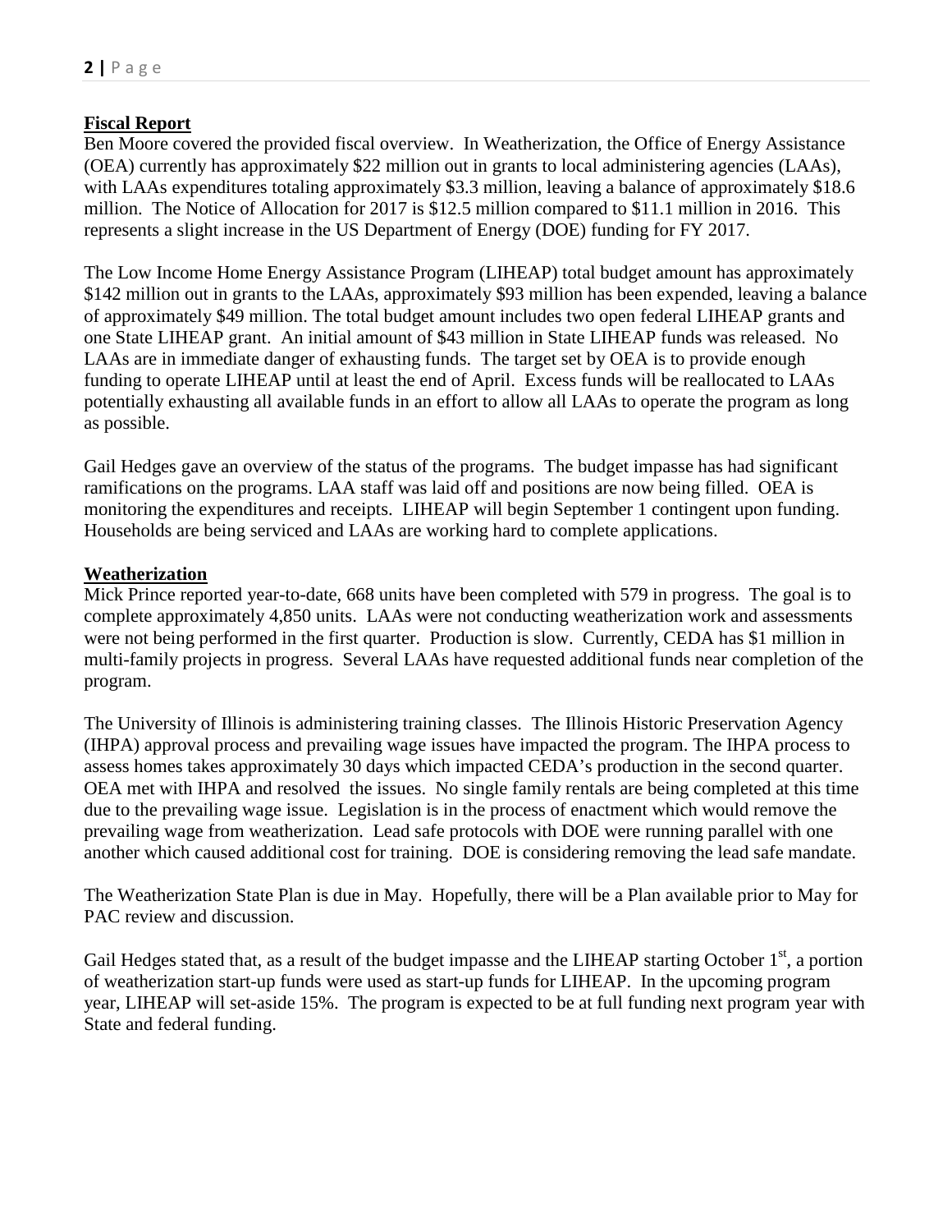**Fiscal Report**

Ben Moore covered the provided fiscal overview. In Weatherization, the Office of Energy Assistance (OEA) currently has approximately \$22 million out in grants to local administering agencies (LAAs), with LAAs expenditures totaling approximately \$3.3 million, leaving a balance of approximately \$18.6 million. The Notice of Allocation for 2017 is \$12.5 million compared to \$11.1 million in 2016. This represents a slight increase in the US Department of Energy (DOE) funding for FY 2017.

The Low Income Home Energy Assistance Program (LIHEAP) total budget amount has approximately \$142 million out in grants to the LAAs, approximately \$93 million has been expended, leaving a balance of approximately \$49 million. The total budget amount includes two open federal LIHEAP grants and one State LIHEAP grant. An initial amount of \$43 million in State LIHEAP funds was released. No LAAs are in immediate danger of exhausting funds. The target set by OEA is to provide enough funding to operate LIHEAP until at least the end of April. Excess funds will be reallocated to LAAs potentially exhausting all available funds in an effort to allow all LAAs to operate the program as long as possible.

Gail Hedges gave an overview of the status of the programs. The budget impasse has had significant ramifications on the programs. LAA staff was laid off and positions are now being filled. OEA is monitoring the expenditures and receipts. LIHEAP will begin September 1 contingent upon funding. Households are being serviced and LAAs are working hard to complete applications.

**Weatherization**

Mick Prince reported year-to-date, 668 units have been completed with 579 in progress. The goal is to complete approximately 4,850 units. LAAs were not conducting weatherization work and assessments were not being performed in the first quarter. Production is slow. Currently, CEDA has \$1 million in multi-family projects in progress. Several LAAs have requested additional funds near completion of the program.

The University of Illinois is administering training classes. The Illinois Historic Preservation Agency (IHPA) approval process and prevailing wage issues have impacted the program. The IHPA process to assess homes takes approximately 30 days which impacted CEDA's production in the second quarter. OEA met with IHPA and resolved the issues. No single family rentals are being completed at this time due to the prevailing wage issue. Legislation is in the process of enactment which would remove the prevailing wage from weatherization. Lead safe protocols with DOE were running parallel with one another which caused additional cost for training. DOE is considering removing the lead safe mandate.

The Weatherization State Plan is due in May. Hopefully, there will be a Plan available prior to May for PAC review and discussion.

Gail Hedges stated that, as a result of the budget impasse and the LIHEAP starting October 1st, a portion of weatherization start-up funds were used as start-up funds for LIHEAP. In the upcoming program year, LIHEAP will set-aside 15%. The program is expected to be at full funding next program year with State and federal funding.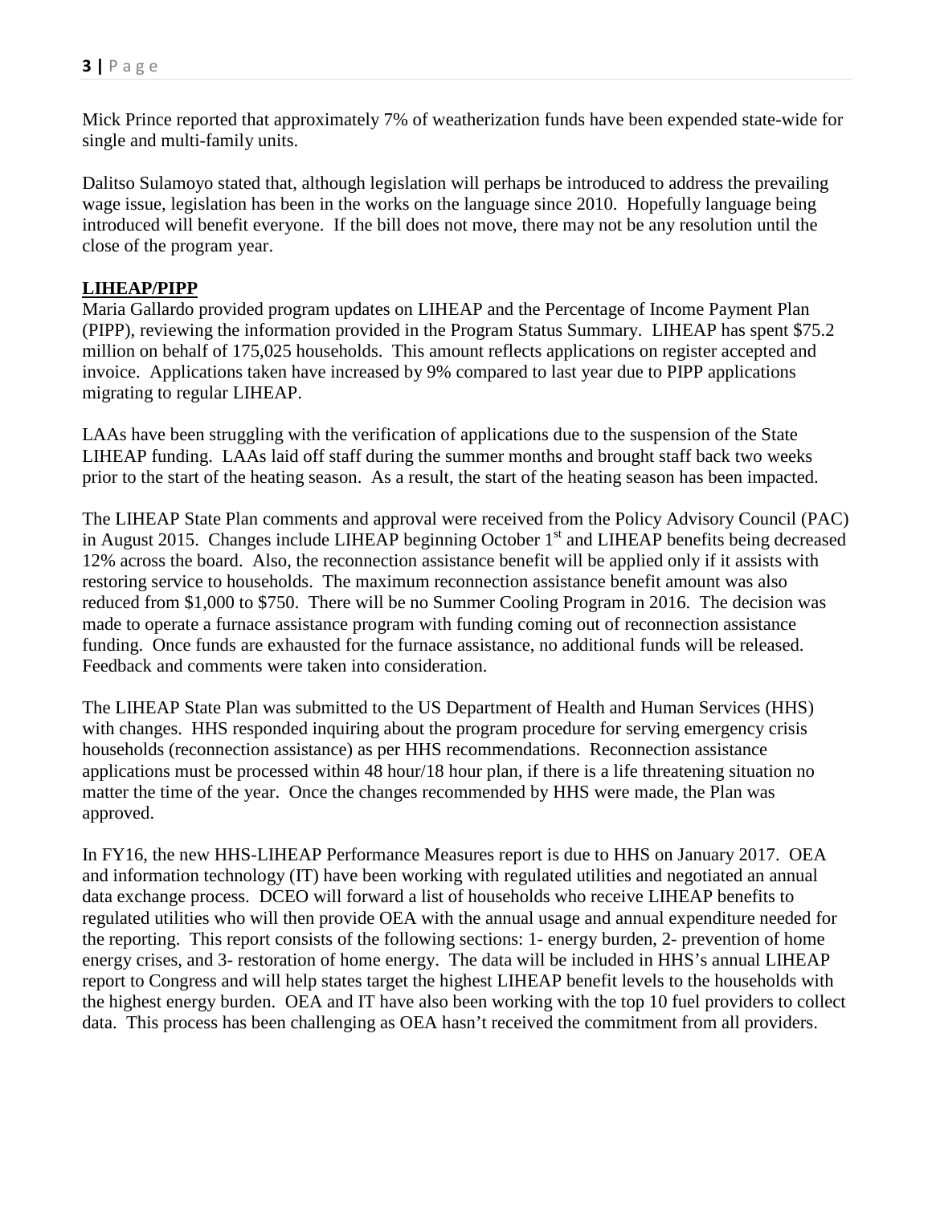Mick Prince reported that approximately 7% of weatherization funds have been expended state-wide for single and multi-family units.

Dalitso Sulamoyo stated that, although legislation will perhaps be introduced to address the prevailing wage issue, legislation has been in the works on the language since 2010. Hopefully language being introduced will benefit everyone. If the bill does not move, there may not be any resolution until the close of the program year.

**LIHEAP/PIPP**

Maria Gallardo provided program updates on LIHEAP and the Percentage of Income Payment Plan (PIPP), reviewing the information provided in the Program Status Summary. LIHEAP has spent $75.2 million on behalf of 175,025 households. This amount reflects applications on register accepted and invoice. Applications taken have increased by 9% compared to last year due to PIPP applications migrating to regular LIHEAP.

LAAs have been struggling with the verification of applications due to the suspension of the State LIHEAP funding. LAAs laid off staff during the summer months and brought staff back two weeks prior to the start of the heating season. As a result, the start of the heating season has been impacted.

The LIHEAP State Plan comments and approval were received from the Policy Advisory Council (PAC) in August 2015. Changes include LIHEAP beginning October 1st and LIHEAP benefits being decreased 12% across the board. Also, the reconnection assistance benefit will be applied only if it assists with restoring service to households. The maximum reconnection assistance benefit amount was also reduced from $1,000 to $750. There will be no Summer Cooling Program in 2016. The decision was made to operate a furnace assistance program with funding coming out of reconnection assistance funding. Once funds are exhausted for the furnace assistance, no additional funds will be released. Feedback and comments were taken into consideration.

The LIHEAP State Plan was submitted to the US Department of Health and Human Services (HHS) with changes. HHS responded inquiring about the program procedure for serving emergency crisis households (reconnection assistance) as per HHS recommendations. Reconnection assistance applications must be processed within 48 hour/18 hour plan, if there is a life threatening situation no matter the time of the year. Once the changes recommended by HHS were made, the Plan was approved.

In FY16, the new HHS-LIHEAP Performance Measures report is due to HHS on January 2017. OEA and information technology (IT) have been working with regulated utilities and negotiated an annual data exchange process. DCEO will forward a list of households who receive LIHEAP benefits to regulated utilities who will then provide OEA with the annual usage and annual expenditure needed for the reporting. This report consists of the following sections: 1- energy burden, 2- prevention of home energy crises, and 3- restoration of home energy. The data will be included in HHS's annual LIHEAP report to Congress and will help states target the highest LIHEAP benefit levels to the households with the highest energy burden. OEA and IT have also been working with the top 10 fuel providers to collect data. This process has been challenging as OEA hasn't received the commitment from all providers.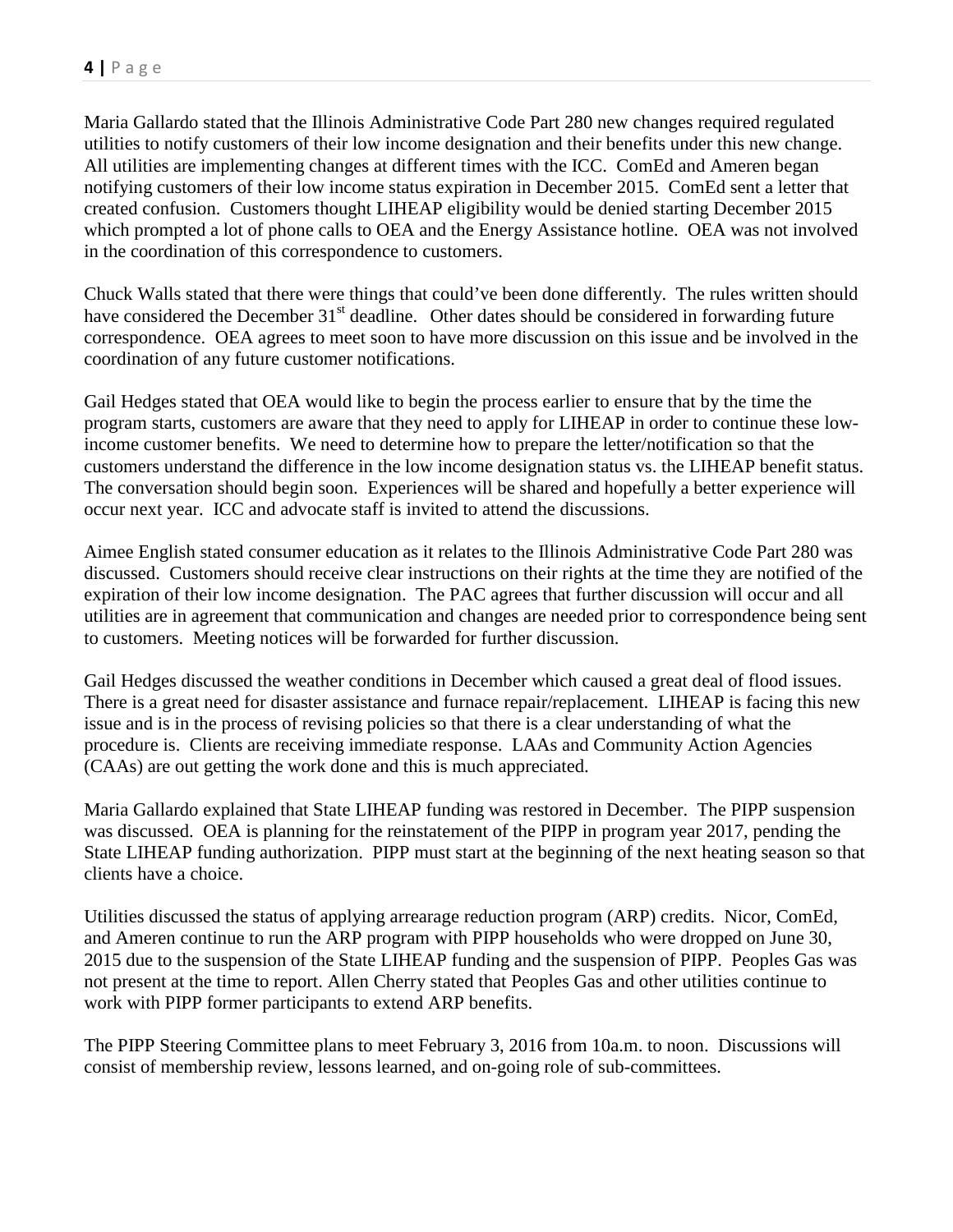Maria Gallardo stated that the Illinois Administrative Code Part 280 new changes required regulated utilities to notify customers of their low income designation and their benefits under this new change. All utilities are implementing changes at different times with the ICC. ComEd and Ameren began notifying customers of their low income status expiration in December 2015. ComEd sent a letter that created confusion. Customers thought LIHEAP eligibility would be denied starting December 2015 which prompted a lot of phone calls to OEA and the Energy Assistance hotline. OEA was not involved in the coordination of this correspondence to customers.

Chuck Walls stated that there were things that could've been done differently. The rules written should have considered the December 31st deadline. Other dates should be considered in forwarding future correspondence. OEA agrees to meet soon to have more discussion on this issue and be involved in the coordination of any future customer notifications.

Gail Hedges stated that OEA would like to begin the process earlier to ensure that by the time the program starts, customers are aware that they need to apply for LIHEAP in order to continue these low-income customer benefits. We need to determine how to prepare the letter/notification so that the customers understand the difference in the low income designation status vs. the LIHEAP benefit status. The conversation should begin soon. Experiences will be shared and hopefully a better experience will occur next year. ICC and advocate staff is invited to attend the discussions.

Aimee English stated consumer education as it relates to the Illinois Administrative Code Part 280 was discussed. Customers should receive clear instructions on their rights at the time they are notified of the expiration of their low income designation. The PAC agrees that further discussion will occur and all utilities are in agreement that communication and changes are needed prior to correspondence being sent to customers. Meeting notices will be forwarded for further discussion.

Gail Hedges discussed the weather conditions in December which caused a great deal of flood issues. There is a great need for disaster assistance and furnace repair/replacement. LIHEAP is facing this new issue and is in the process of revising policies so that there is a clear understanding of what the procedure is. Clients are receiving immediate response. LAAs and Community Action Agencies (CAAs) are out getting the work done and this is much appreciated.

Maria Gallardo explained that State LIHEAP funding was restored in December. The PIPP suspension was discussed. OEA is planning for the reinstatement of the PIPP in program year 2017, pending the State LIHEAP funding authorization. PIPP must start at the beginning of the next heating season so that clients have a choice.

Utilities discussed the status of applying arrearage reduction program (ARP) credits. Nicor, ComEd, and Ameren continue to run the ARP program with PIPP households who were dropped on June 30, 2015 due to the suspension of the State LIHEAP funding and the suspension of PIPP. Peoples Gas was not present at the time to report. Allen Cherry stated that Peoples Gas and other utilities continue to work with PIPP former participants to extend ARP benefits.

The PIPP Steering Committee plans to meet February 3, 2016 from 10a.m. to noon. Discussions will consist of membership review, lessons learned, and on-going role of sub-committees.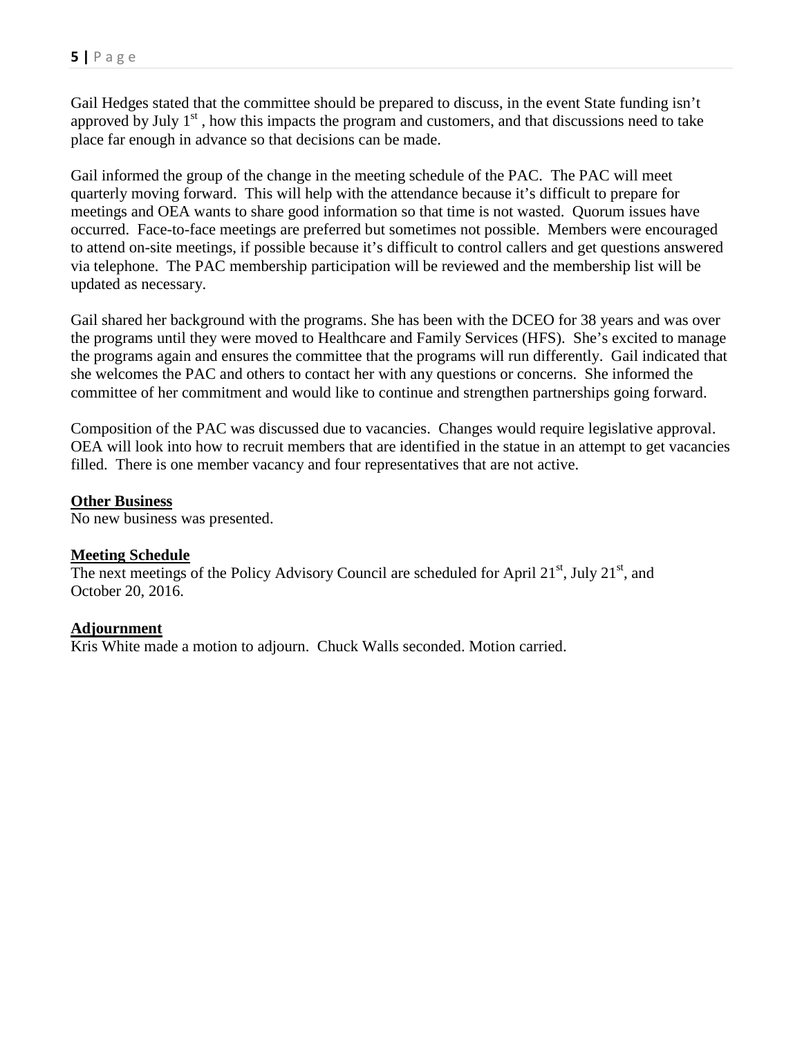Gail Hedges stated that the committee should be prepared to discuss, in the event State funding isn't approved by July 1st , how this impacts the program and customers, and that discussions need to take place far enough in advance so that decisions can be made.

Gail informed the group of the change in the meeting schedule of the PAC. The PAC will meet quarterly moving forward. This will help with the attendance because it's difficult to prepare for meetings and OEA wants to share good information so that time is not wasted. Quorum issues have occurred. Face-to-face meetings are preferred but sometimes not possible. Members were encouraged to attend on-site meetings, if possible because it's difficult to control callers and get questions answered via telephone. The PAC membership participation will be reviewed and the membership list will be updated as necessary.

Gail shared her background with the programs. She has been with the DCEO for 38 years and was over the programs until they were moved to Healthcare and Family Services (HFS). She's excited to manage the programs again and ensures the committee that the programs will run differently. Gail indicated that she welcomes the PAC and others to contact her with any questions or concerns. She informed the committee of her commitment and would like to continue and strengthen partnerships going forward.

Composition of the PAC was discussed due to vacancies. Changes would require legislative approval. OEA will look into how to recruit members that are identified in the statue in an attempt to get vacancies filled. There is one member vacancy and four representatives that are not active.

**Other Business**

No new business was presented.

**Meeting Schedule**

The next meetings of the Policy Advisory Council are scheduled for April 21st, July 21st, and October 20, 2016.

**Adjournment**

Kris White made a motion to adjourn. Chuck Walls seconded. Motion carried.